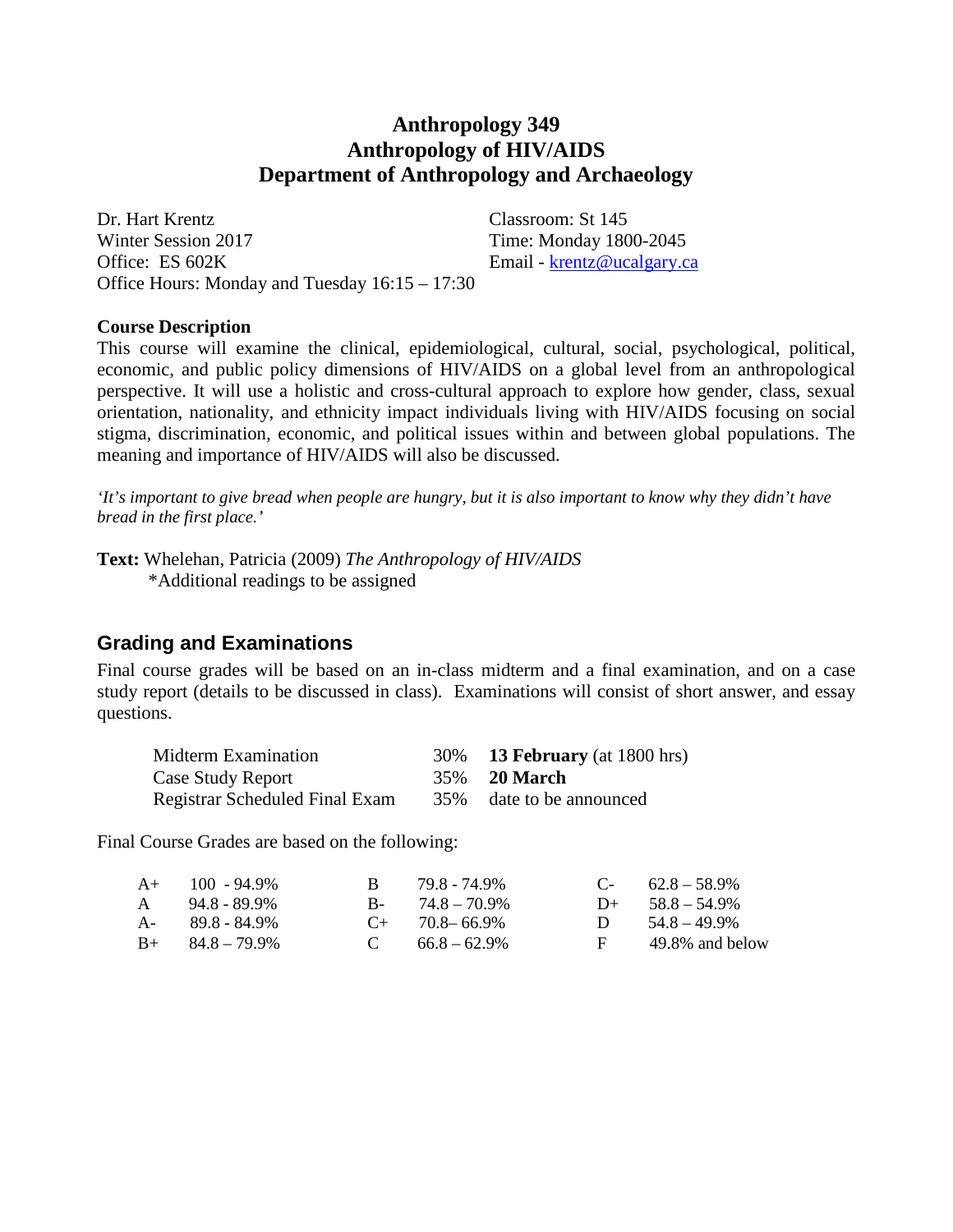# Anthropology 349
# Anthropology of HIV/AIDS
# Department of Anthropology and Archaeology

Dr. Hart Krentz
Winter Session 2017
Office: ES 602K
Office Hours: Monday and Tuesday 16:15 – 17:30

Classroom: St 145
Time: Monday 1800-2045
Email - krentz@ucalgary.ca

**Course Description**
This course will examine the clinical, epidemiological, cultural, social, psychological, political, economic, and public policy dimensions of HIV/AIDS on a global level from an anthropological perspective. It will use a holistic and cross-cultural approach to explore how gender, class, sexual orientation, nationality, and ethnicity impact individuals living with HIV/AIDS focusing on social stigma, discrimination, economic, and political issues within and between global populations. The meaning and importance of HIV/AIDS will also be discussed.

*'It's important to give bread when people are hungry, but it is also important to know why they didn't have bread in the first place.'*

**Text:** Whelehan, Patricia (2009) *The Anthropology of HIV/AIDS*
\*Additional readings to be assigned

## Grading and Examinations

Final course grades will be based on an in-class midterm and a final examination, and on a case study report (details to be discussed in class). Examinations will consist of short answer, and essay questions.

| | | |
|---|---|---|
| Midterm Examination | 30% | **13 February** (at 1800 hrs) |
| Case Study Report | 35% | **20 March** |
| Registrar Scheduled Final Exam | 35% | date to be announced |

Final Course Grades are based on the following:

| | | | | | |
|---|---|---|---|---|---|
| A+ | 100 - 94.9% | B | 79.8 - 74.9% | C- | 62.8 – 58.9% |
| A | 94.8 - 89.9% | B- | 74.8 – 70.9% | D+ | 58.8 – 54.9% |
| A- | 89.8 - 84.9% | C+ | 70.8– 66.9% | D | 54.8 – 49.9% |
| B+ | 84.8 – 79.9% | C | 66.8 – 62.9% | F | 49.8% and below |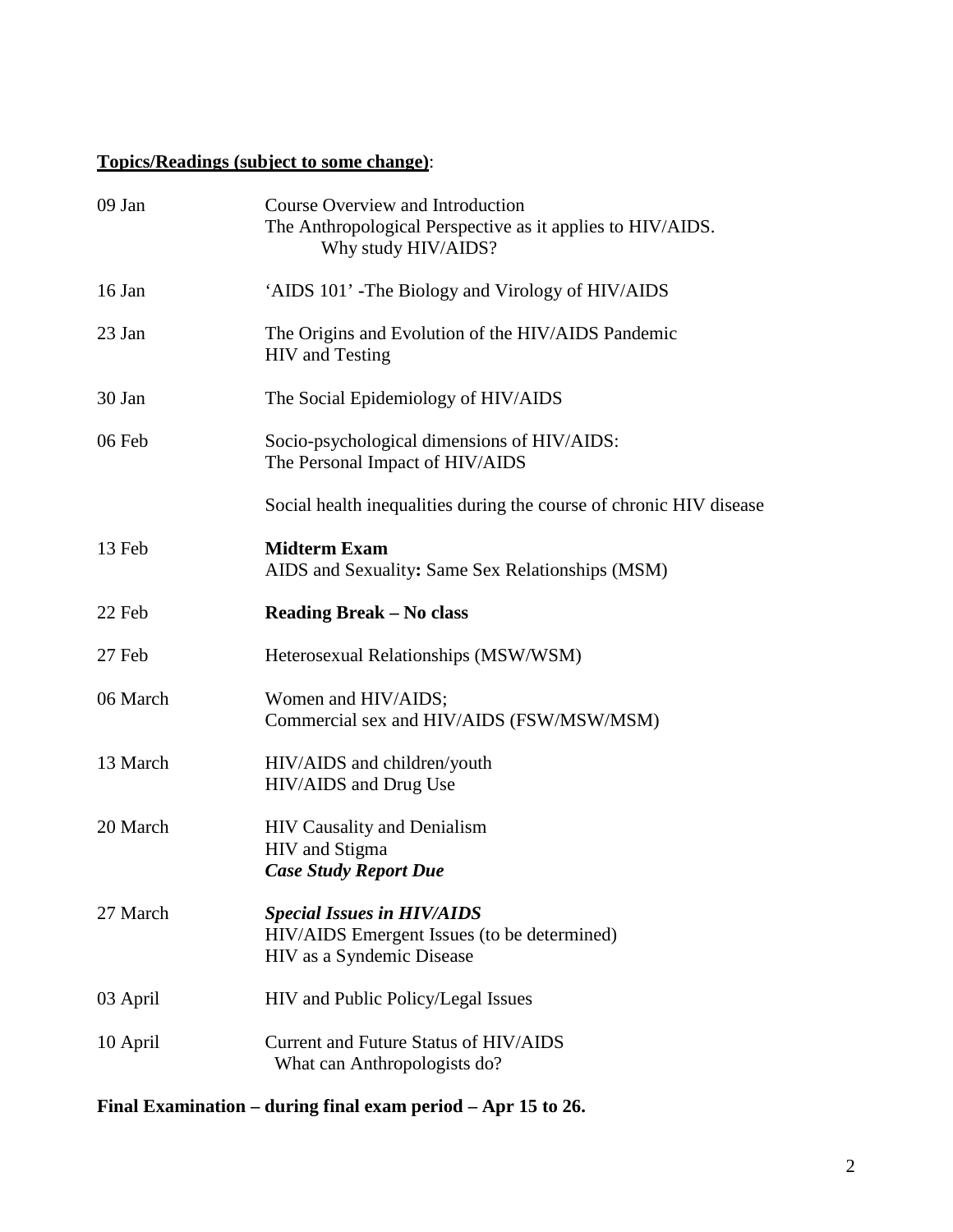**<u>Topics/Readings (subject to some change)</u>**:

| Date | Topic |
|---|---|
| 09 Jan | Course Overview and Introduction<br>The Anthropological Perspective as it applies to HIV/AIDS.<br>Why study HIV/AIDS? |
| 16 Jan | 'AIDS 101' -The Biology and Virology of HIV/AIDS |
| 23 Jan | The Origins and Evolution of the HIV/AIDS Pandemic<br>HIV and Testing |
| 30 Jan | The Social Epidemiology of HIV/AIDS |
| 06 Feb | Socio-psychological dimensions of HIV/AIDS:<br>The Personal Impact of HIV/AIDS<br><br>Social health inequalities during the course of chronic HIV disease |
| 13 Feb | **Midterm Exam**<br>AIDS and Sexuality**:** Same Sex Relationships (MSM) |
| 22 Feb | **Reading Break – No class** |
| 27 Feb | Heterosexual Relationships (MSW/WSM) |
| 06 March | Women and HIV/AIDS;<br>Commercial sex and HIV/AIDS (FSW/MSW/MSM) |
| 13 March | HIV/AIDS and children/youth<br>HIV/AIDS and Drug Use |
| 20 March | HIV Causality and Denialism<br>HIV and Stigma<br>***Case Study Report Due*** |
| 27 March | ***Special Issues in HIV/AIDS***<br>HIV/AIDS Emergent Issues (to be determined)<br>HIV as a Syndemic Disease |
| 03 April | HIV and Public Policy/Legal Issues |
| 10 April | Current and Future Status of HIV/AIDS<br>What can Anthropologists do? |

**Final Examination – during final exam period – Apr 15 to 26.**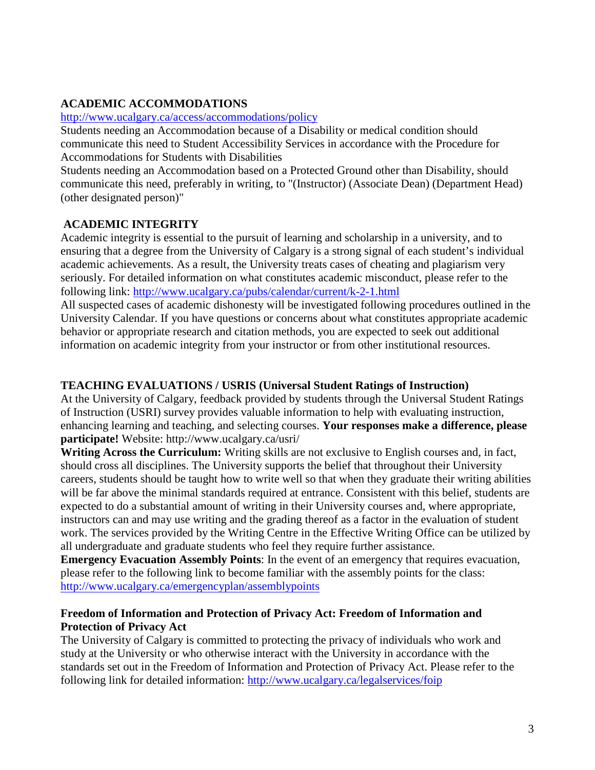## ACADEMIC ACCOMMODATIONS

http://www.ucalgary.ca/access/accommodations/policy

Students needing an Accommodation because of a Disability or medical condition should communicate this need to Student Accessibility Services in accordance with the Procedure for Accommodations for Students with Disabilities

Students needing an Accommodation based on a Protected Ground other than Disability, should communicate this need, preferably in writing, to "(Instructor) (Associate Dean) (Department Head) (other designated person)"

## ACADEMIC INTEGRITY

Academic integrity is essential to the pursuit of learning and scholarship in a university, and to ensuring that a degree from the University of Calgary is a strong signal of each student's individual academic achievements. As a result, the University treats cases of cheating and plagiarism very seriously. For detailed information on what constitutes academic misconduct, please refer to the following link: http://www.ucalgary.ca/pubs/calendar/current/k-2-1.html

All suspected cases of academic dishonesty will be investigated following procedures outlined in the University Calendar. If you have questions or concerns about what constitutes appropriate academic behavior or appropriate research and citation methods, you are expected to seek out additional information on academic integrity from your instructor or from other institutional resources.

## TEACHING EVALUATIONS / USRIS (Universal Student Ratings of Instruction)

At the University of Calgary, feedback provided by students through the Universal Student Ratings of Instruction (USRI) survey provides valuable information to help with evaluating instruction, enhancing learning and teaching, and selecting courses. **Your responses make a difference, please participate!** Website: http://www.ucalgary.ca/usri/

**Writing Across the Curriculum:** Writing skills are not exclusive to English courses and, in fact, should cross all disciplines. The University supports the belief that throughout their University careers, students should be taught how to write well so that when they graduate their writing abilities will be far above the minimal standards required at entrance. Consistent with this belief, students are expected to do a substantial amount of writing in their University courses and, where appropriate, instructors can and may use writing and the grading thereof as a factor in the evaluation of student work. The services provided by the Writing Centre in the Effective Writing Office can be utilized by all undergraduate and graduate students who feel they require further assistance.

**Emergency Evacuation Assembly Points**: In the event of an emergency that requires evacuation, please refer to the following link to become familiar with the assembly points for the class: http://www.ucalgary.ca/emergencyplan/assemblypoints

## Freedom of Information and Protection of Privacy Act: Freedom of Information and Protection of Privacy Act

The University of Calgary is committed to protecting the privacy of individuals who work and study at the University or who otherwise interact with the University in accordance with the standards set out in the Freedom of Information and Protection of Privacy Act. Please refer to the following link for detailed information: http://www.ucalgary.ca/legalservices/foip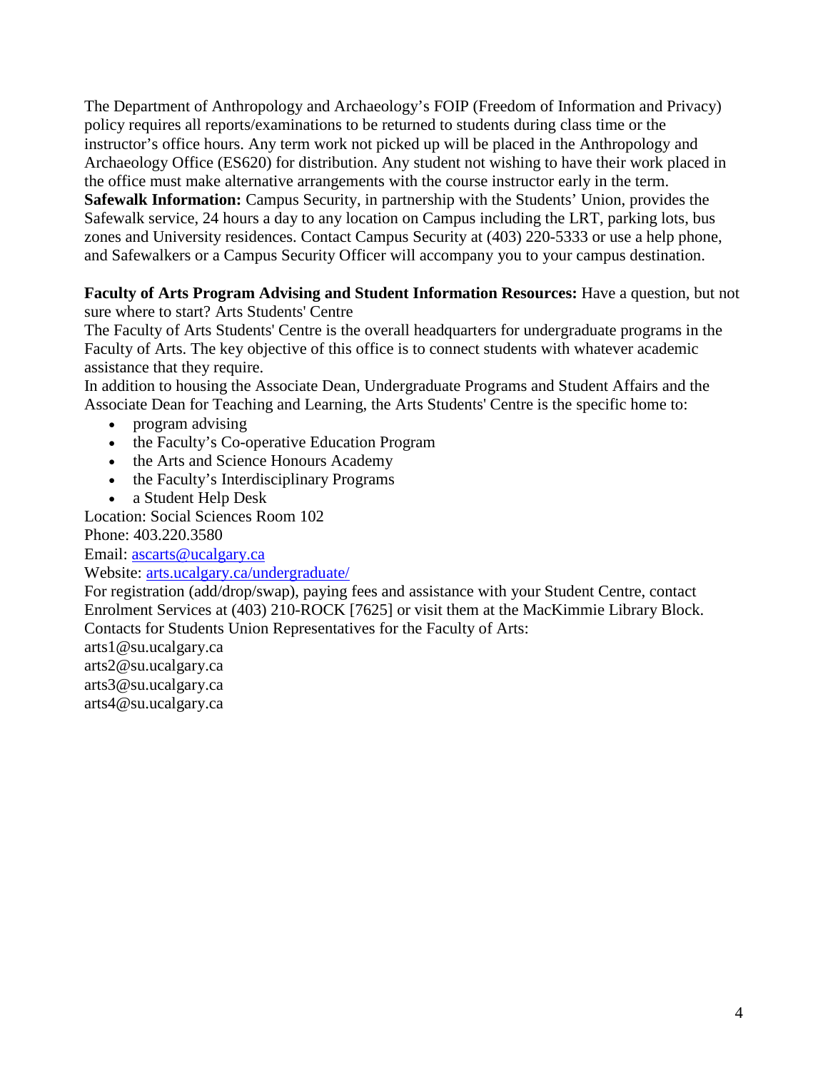The Department of Anthropology and Archaeology's FOIP (Freedom of Information and Privacy) policy requires all reports/examinations to be returned to students during class time or the instructor's office hours. Any term work not picked up will be placed in the Anthropology and Archaeology Office (ES620) for distribution. Any student not wishing to have their work placed in the office must make alternative arrangements with the course instructor early in the term.

**Safewalk Information:** Campus Security, in partnership with the Students' Union, provides the Safewalk service, 24 hours a day to any location on Campus including the LRT, parking lots, bus zones and University residences. Contact Campus Security at (403) 220-5333 or use a help phone, and Safewalkers or a Campus Security Officer will accompany you to your campus destination.

**Faculty of Arts Program Advising and Student Information Resources:** Have a question, but not sure where to start? Arts Students' Centre

The Faculty of Arts Students' Centre is the overall headquarters for undergraduate programs in the Faculty of Arts. The key objective of this office is to connect students with whatever academic assistance that they require.

In addition to housing the Associate Dean, Undergraduate Programs and Student Affairs and the Associate Dean for Teaching and Learning, the Arts Students' Centre is the specific home to:

- program advising
- the Faculty's Co-operative Education Program
- the Arts and Science Honours Academy
- the Faculty's Interdisciplinary Programs
- a Student Help Desk

Location: Social Sciences Room 102
Phone: 403.220.3580
Email: ascarts@ucalgary.ca
Website: arts.ucalgary.ca/undergraduate/

For registration (add/drop/swap), paying fees and assistance with your Student Centre, contact Enrolment Services at (403) 210-ROCK [7625] or visit them at the MacKimmie Library Block.

Contacts for Students Union Representatives for the Faculty of Arts:
arts1@su.ucalgary.ca
arts2@su.ucalgary.ca
arts3@su.ucalgary.ca
arts4@su.ucalgary.ca